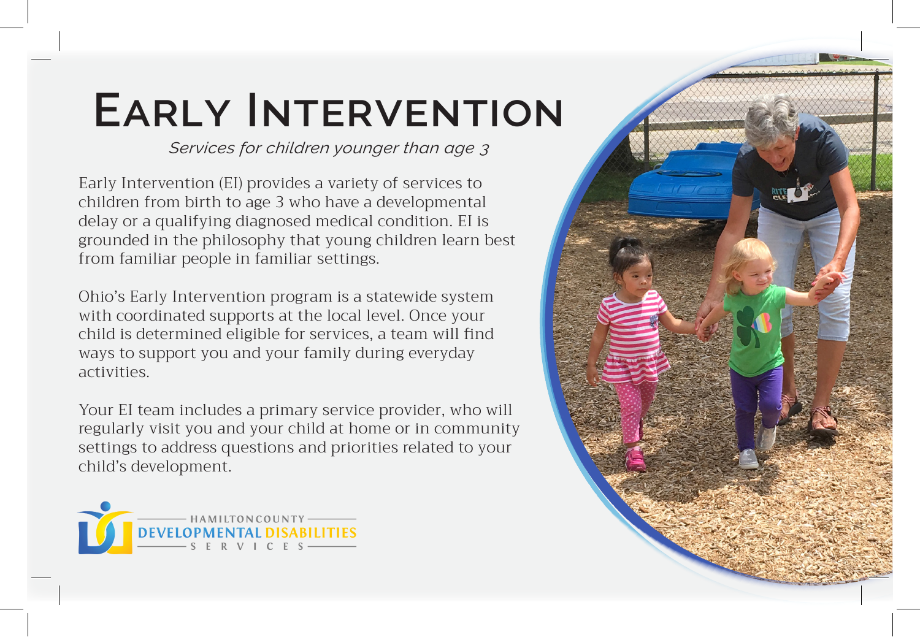# Early Intervention

*Services for children younger than age 3*

Early Intervention (EI) provides a variety of services to children from birth to age 3 who have a developmental delay or a qualifying diagnosed medical condition. EI is grounded in the philosophy that young children learn best from familiar people in familiar settings.

Ohio's Early Intervention program is a statewide system with coordinated supports at the local level. Once your child is determined eligible for services, a team will find ways to support you and your family during everyday activities.

Your EI team includes a primary service provider, who will regularly visit you and your child at home or in community settings to address questions and priorities related to your child's development.

HAMILTON COUNTY DEVELOPMENTAL DISABILITIES SERVICES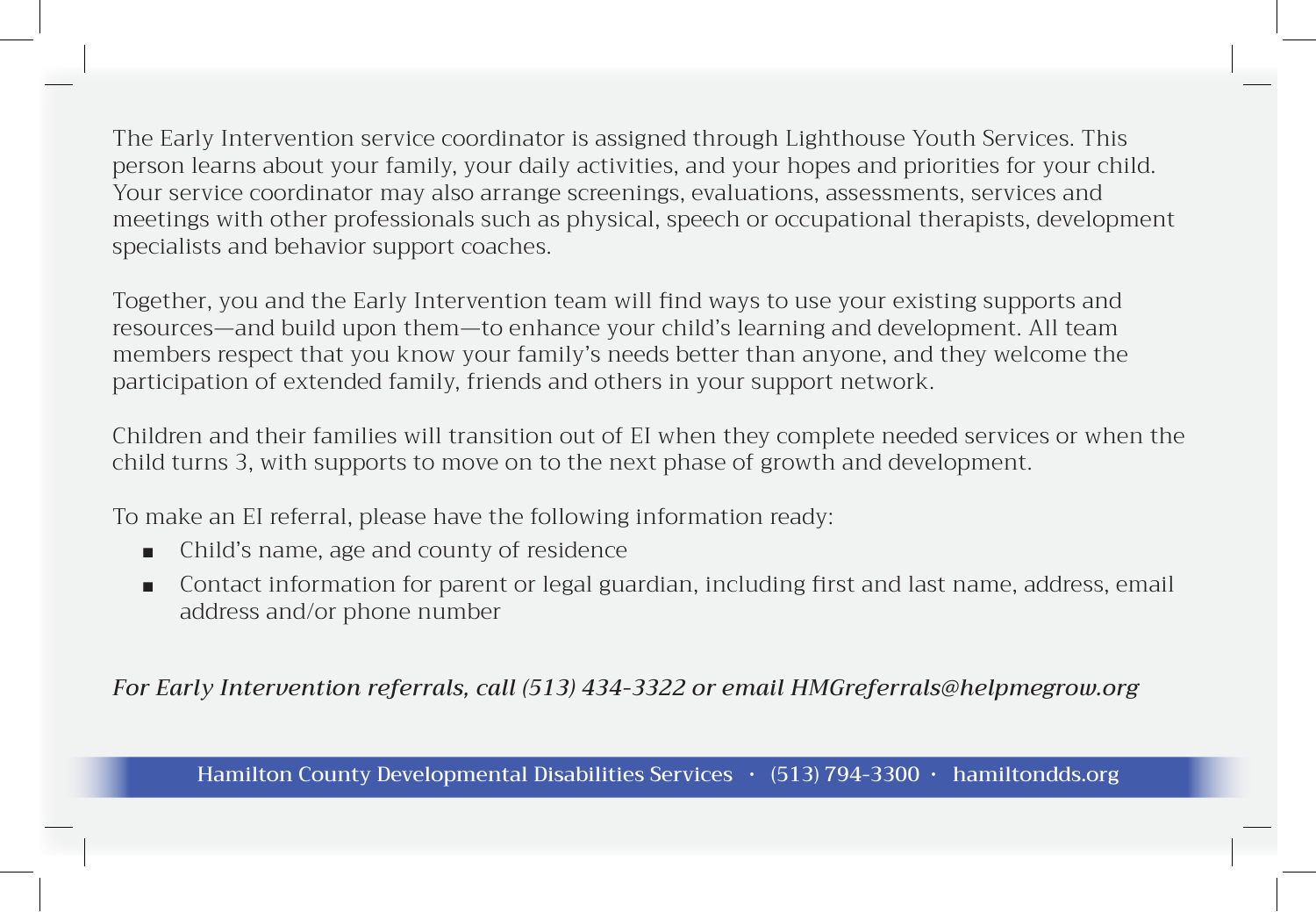The Early Intervention service coordinator is assigned through Lighthouse Youth Services. This person learns about your family, your daily activities, and your hopes and priorities for your child. Your service coordinator may also arrange screenings, evaluations, assessments, services and meetings with other professionals such as physical, speech or occupational therapists, development specialists and behavior support coaches.

Together, you and the Early Intervention team will find ways to use your existing supports and resources—and build upon them—to enhance your child's learning and development. All team members respect that you know your family's needs better than anyone, and they welcome the participation of extended family, friends and others in your support network.

Children and their families will transition out of EI when they complete needed services or when the child turns 3, with supports to move on to the next phase of growth and development.

To make an EI referral, please have the following information ready:

- Child's name, age and county of residence
- Contact information for parent or legal guardian, including first and last name, address, email address and/or phone number

*For Early Intervention referrals, call (513) 434-3322 or email HMGreferrals@helpmegrow.org*

Hamilton County Developmental Disabilities Services • (513) 794-3300 • hamiltondds.org